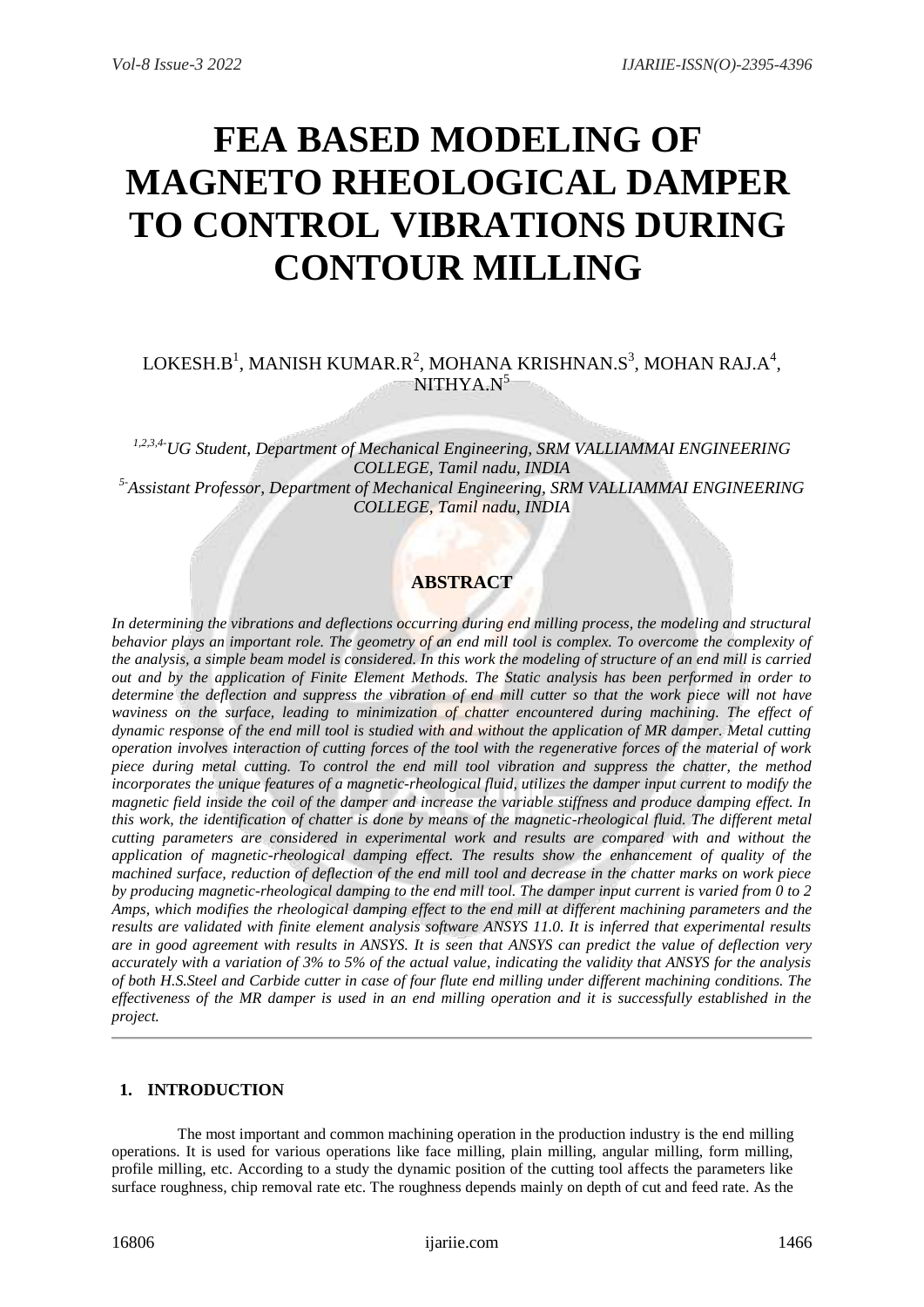# FEA BASED MODELING OF MAGNETO RHEOLOGICAL DAMPER TO CONTROL VIBRATIONS DURING CONTOUR MILLING

LOKESH.B[1], MANISH KUMAR.R[2], MOHANA KRISHNAN.S[3], MOHAN RAJ.A[4], NITHYA.N[5]

*[1,2,3,4-] UG Student, Department of Mechanical Engineering, SRM VALLIAMMAI ENGINEERING COLLEGE, Tamil nadu, INDIA*
*[5-] Assistant Professor, Department of Mechanical Engineering, SRM VALLIAMMAI ENGINEERING COLLEGE, Tamil nadu, INDIA*

## ABSTRACT

*In determining the vibrations and deflections occurring during end milling process, the modeling and structural behavior plays an important role. The geometry of an end mill tool is complex. To overcome the complexity of the analysis, a simple beam model is considered. In this work the modeling of structure of an end mill is carried out and by the application of Finite Element Methods. The Static analysis has been performed in order to determine the deflection and suppress the vibration of end mill cutter so that the work piece will not have waviness on the surface, leading to minimization of chatter encountered during machining. The effect of dynamic response of the end mill tool is studied with and without the application of MR damper. Metal cutting operation involves interaction of cutting forces of the tool with the regenerative forces of the material of work piece during metal cutting. To control the end mill tool vibration and suppress the chatter, the method incorporates the unique features of a magnetic-rheological fluid, utilizes the damper input current to modify the magnetic field inside the coil of the damper and increase the variable stiffness and produce damping effect. In this work, the identification of chatter is done by means of the magnetic-rheological fluid. The different metal cutting parameters are considered in experimental work and results are compared with and without the application of magnetic-rheological damping effect. The results show the enhancement of quality of the machined surface, reduction of deflection of the end mill tool and decrease in the chatter marks on work piece by producing magnetic-rheological damping to the end mill tool. The damper input current is varied from 0 to 2 Amps, which modifies the rheological damping effect to the end mill at different machining parameters and the results are validated with finite element analysis software ANSYS 11.0. It is inferred that experimental results are in good agreement with results in ANSYS. It is seen that ANSYS can predict the value of deflection very accurately with a variation of 3% to 5% of the actual value, indicating the validity that ANSYS for the analysis of both H.S.Steel and Carbide cutter in case of four flute end milling under different machining conditions. The effectiveness of the MR damper is used in an end milling operation and it is successfully established in the project.*

---

## 1. INTRODUCTION

The most important and common machining operation in the production industry is the end milling operations. It is used for various operations like face milling, plain milling, angular milling, form milling, profile milling, etc. According to a study the dynamic position of the cutting tool affects the parameters like surface roughness, chip removal rate etc. The roughness depends mainly on depth of cut and feed rate. As the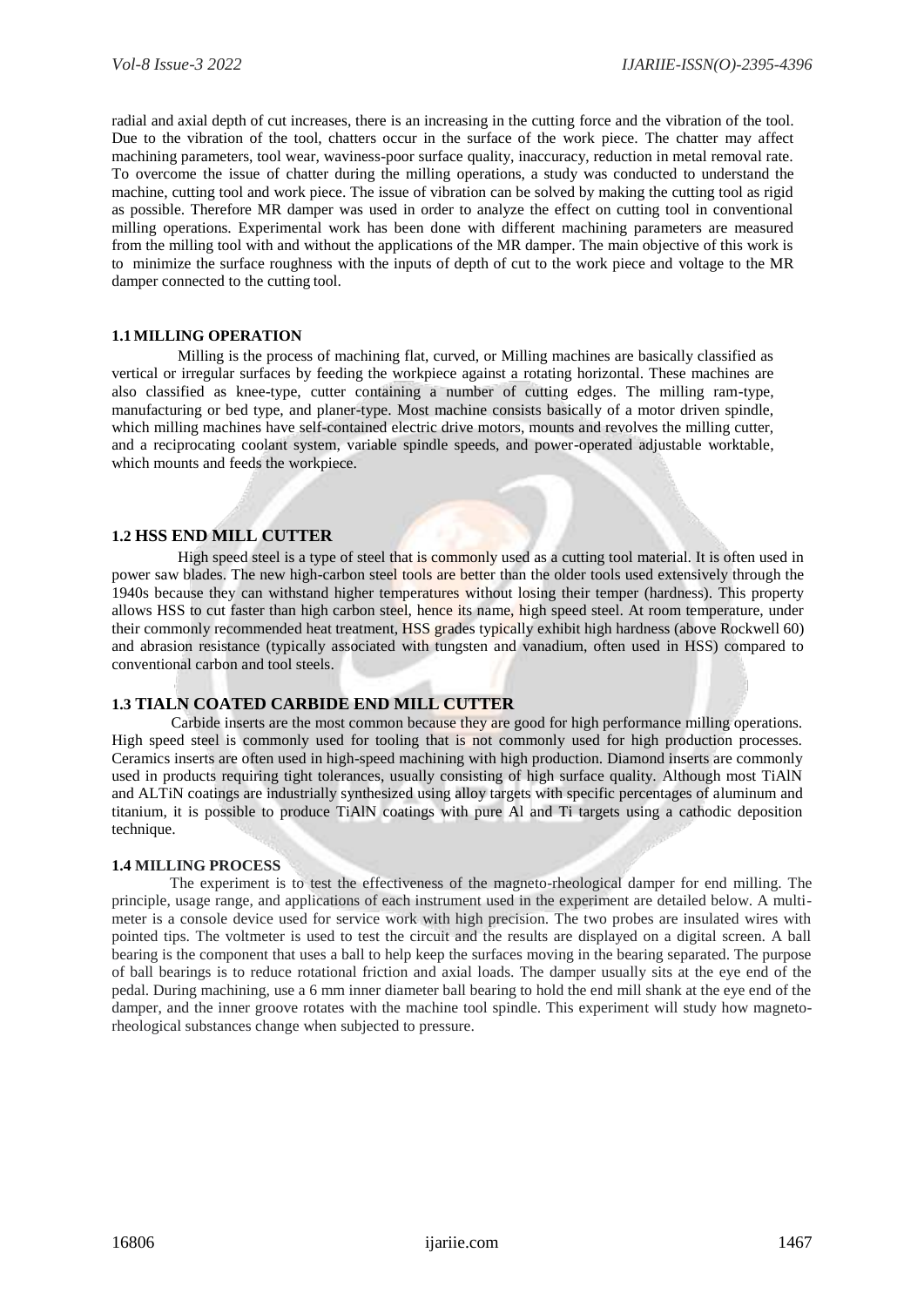radial and axial depth of cut increases, there is an increasing in the cutting force and the vibration of the tool. Due to the vibration of the tool, chatters occur in the surface of the work piece. The chatter may affect machining parameters, tool wear, waviness-poor surface quality, inaccuracy, reduction in metal removal rate. To overcome the issue of chatter during the milling operations, a study was conducted to understand the machine, cutting tool and work piece. The issue of vibration can be solved by making the cutting tool as rigid as possible. Therefore MR damper was used in order to analyze the effect on cutting tool in conventional milling operations. Experimental work has been done with different machining parameters are measured from the milling tool with and without the applications of the MR damper. The main objective of this work is to minimize the surface roughness with the inputs of depth of cut to the work piece and voltage to the MR damper connected to the cutting tool.

### 1.1 MILLING OPERATION

Milling is the process of machining flat, curved, or Milling machines are basically classified as vertical or irregular surfaces by feeding the workpiece against a rotating horizontal. These machines are also classified as knee-type, cutter containing a number of cutting edges. The milling ram-type, manufacturing or bed type, and planer-type. Most machine consists basically of a motor driven spindle, which milling machines have self-contained electric drive motors, mounts and revolves the milling cutter, and a reciprocating coolant system, variable spindle speeds, and power-operated adjustable worktable, which mounts and feeds the workpiece.

### 1.2 HSS END MILL CUTTER

High speed steel is a type of steel that is commonly used as a cutting tool material. It is often used in power saw blades. The new high-carbon steel tools are better than the older tools used extensively through the 1940s because they can withstand higher temperatures without losing their temper (hardness). This property allows HSS to cut faster than high carbon steel, hence its name, high speed steel. At room temperature, under their commonly recommended heat treatment, HSS grades typically exhibit high hardness (above Rockwell 60) and abrasion resistance (typically associated with tungsten and vanadium, often used in HSS) compared to conventional carbon and tool steels.

### 1.3 TIALN COATED CARBIDE END MILL CUTTER

Carbide inserts are the most common because they are good for high performance milling operations. High speed steel is commonly used for tooling that is not commonly used for high production processes. Ceramics inserts are often used in high-speed machining with high production. Diamond inserts are commonly used in products requiring tight tolerances, usually consisting of high surface quality. Although most TiAlN and ALTiN coatings are industrially synthesized using alloy targets with specific percentages of aluminum and titanium, it is possible to produce TiAlN coatings with pure Al and Ti targets using a cathodic deposition technique.

### 1.4 MILLING PROCESS

The experiment is to test the effectiveness of the magneto-rheological damper for end milling. The principle, usage range, and applications of each instrument used in the experiment are detailed below. A multi-meter is a console device used for service work with high precision. The two probes are insulated wires with pointed tips. The voltmeter is used to test the circuit and the results are displayed on a digital screen. A ball bearing is the component that uses a ball to help keep the surfaces moving in the bearing separated. The purpose of ball bearings is to reduce rotational friction and axial loads. The damper usually sits at the eye end of the pedal. During machining, use a 6 mm inner diameter ball bearing to hold the end mill shank at the eye end of the damper, and the inner groove rotates with the machine tool spindle. This experiment will study how magneto-rheological substances change when subjected to pressure.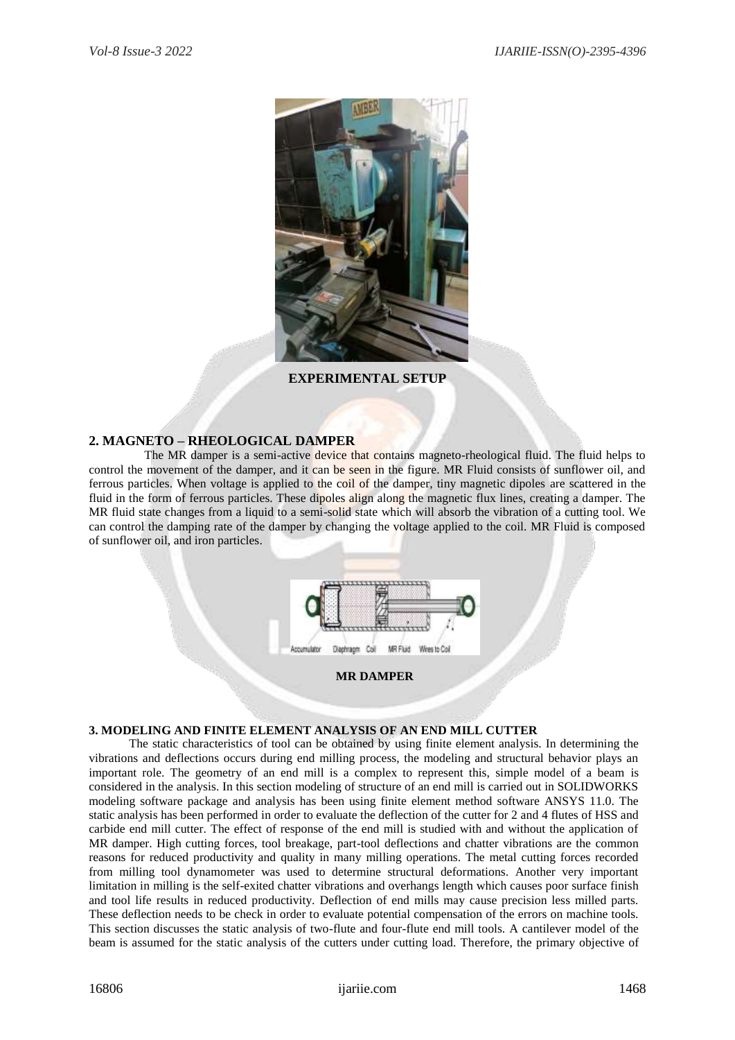**EXPERIMENTAL SETUP**

## 2. MAGNETO – RHEOLOGICAL DAMPER

The MR damper is a semi-active device that contains magneto-rheological fluid. The fluid helps to control the movement of the damper, and it can be seen in the figure. MR Fluid consists of sunflower oil, and ferrous particles. When voltage is applied to the coil of the damper, tiny magnetic dipoles are scattered in the fluid in the form of ferrous particles. These dipoles align along the magnetic flux lines, creating a damper. The MR fluid state changes from a liquid to a semi-solid state which will absorb the vibration of a cutting tool. We can control the damping rate of the damper by changing the voltage applied to the coil. MR Fluid is composed of sunflower oil, and iron particles.

Accumulator Diaphragm Coil MR Fluid Wires to Coil

**MR DAMPER**

## 3. MODELING AND FINITE ELEMENT ANALYSIS OF AN END MILL CUTTER

The static characteristics of tool can be obtained by using finite element analysis. In determining the vibrations and deflections occurs during end milling process, the modeling and structural behavior plays an important role. The geometry of an end mill is a complex to represent this, simple model of a beam is considered in the analysis. In this section modeling of structure of an end mill is carried out in SOLIDWORKS modeling software package and analysis has been using finite element method software ANSYS 11.0. The static analysis has been performed in order to evaluate the deflection of the cutter for 2 and 4 flutes of HSS and carbide end mill cutter. The effect of response of the end mill is studied with and without the application of MR damper. High cutting forces, tool breakage, part-tool deflections and chatter vibrations are the common reasons for reduced productivity and quality in many milling operations. The metal cutting forces recorded from milling tool dynamometer was used to determine structural deformations. Another very important limitation in milling is the self-exited chatter vibrations and overhangs length which causes poor surface finish and tool life results in reduced productivity. Deflection of end mills may cause precision less milled parts. These deflection needs to be check in order to evaluate potential compensation of the errors on machine tools. This section discusses the static analysis of two-flute and four-flute end mill tools. A cantilever model of the beam is assumed for the static analysis of the cutters under cutting load. Therefore, the primary objective of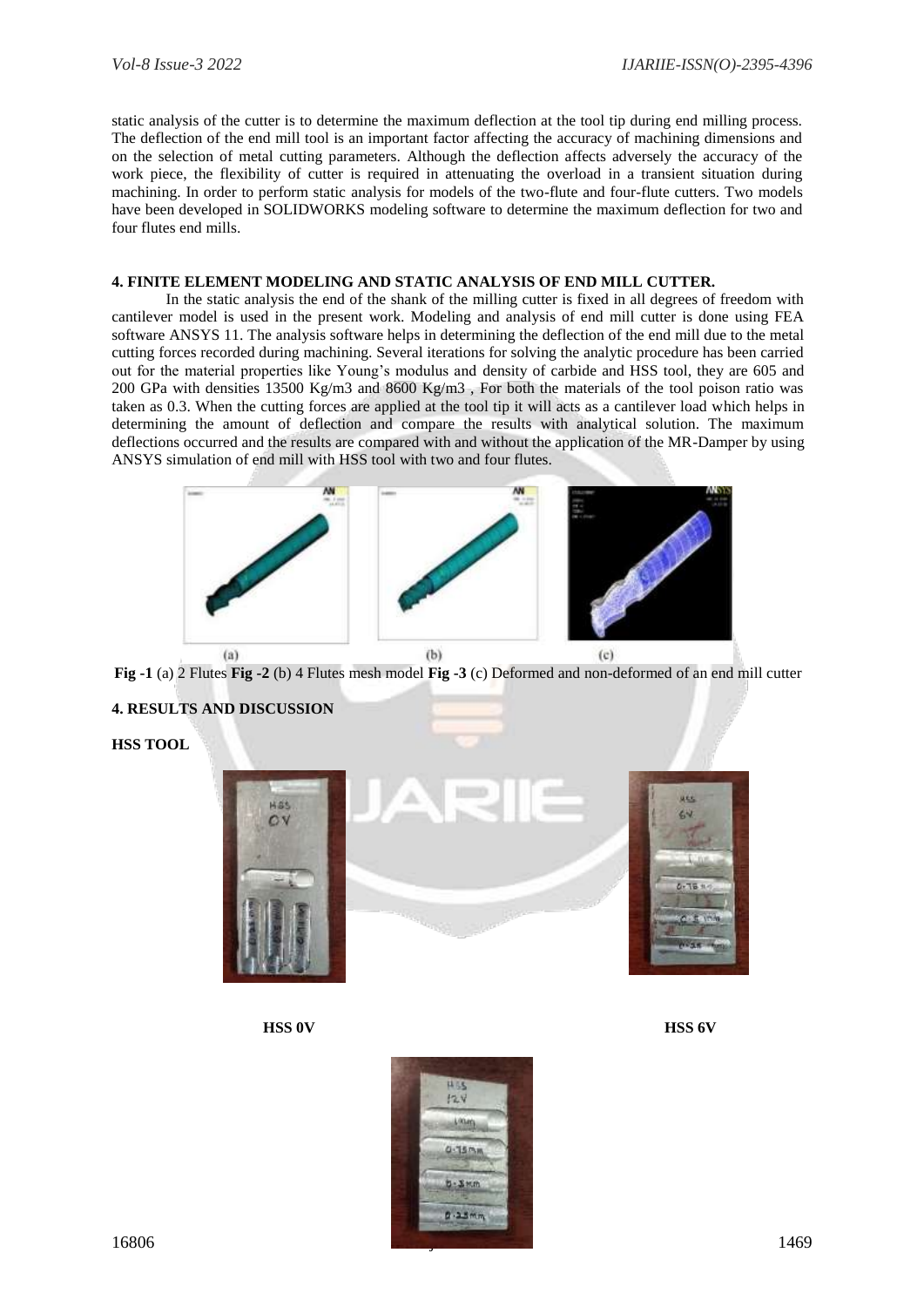static analysis of the cutter is to determine the maximum deflection at the tool tip during end milling process. The deflection of the end mill tool is an important factor affecting the accuracy of machining dimensions and on the selection of metal cutting parameters. Although the deflection affects adversely the accuracy of the work piece, the flexibility of cutter is required in attenuating the overload in a transient situation during machining. In order to perform static analysis for models of the two-flute and four-flute cutters. Two models have been developed in SOLIDWORKS modeling software to determine the maximum deflection for two and four flutes end mills.

## 4. FINITE ELEMENT MODELING AND STATIC ANALYSIS OF END MILL CUTTER.

In the static analysis the end of the shank of the milling cutter is fixed in all degrees of freedom with cantilever model is used in the present work. Modeling and analysis of end mill cutter is done using FEA software ANSYS 11. The analysis software helps in determining the deflection of the end mill due to the metal cutting forces recorded during machining. Several iterations for solving the analytic procedure has been carried out for the material properties like Young's modulus and density of carbide and HSS tool, they are 605 and 200 GPa with densities 13500 Kg/m3 and 8600 Kg/m3 , For both the materials of the tool poison ratio was taken as 0.3. When the cutting forces are applied at the tool tip it will acts as a cantilever load which helps in determining the amount of deflection and compare the results with analytical solution. The maximum deflections occurred and the results are compared with and without the application of the MR-Damper by using ANSYS simulation of end mill with HSS tool with two and four flutes.

(a) (b) (c)

**Fig -1** (a) 2 Flutes **Fig -2** (b) 4 Flutes mesh model **Fig -3** (c) Deformed and non-deformed of an end mill cutter

## 4. RESULTS AND DISCUSSION

**HSS TOOL**

**HSS 0V** **HSS 6V**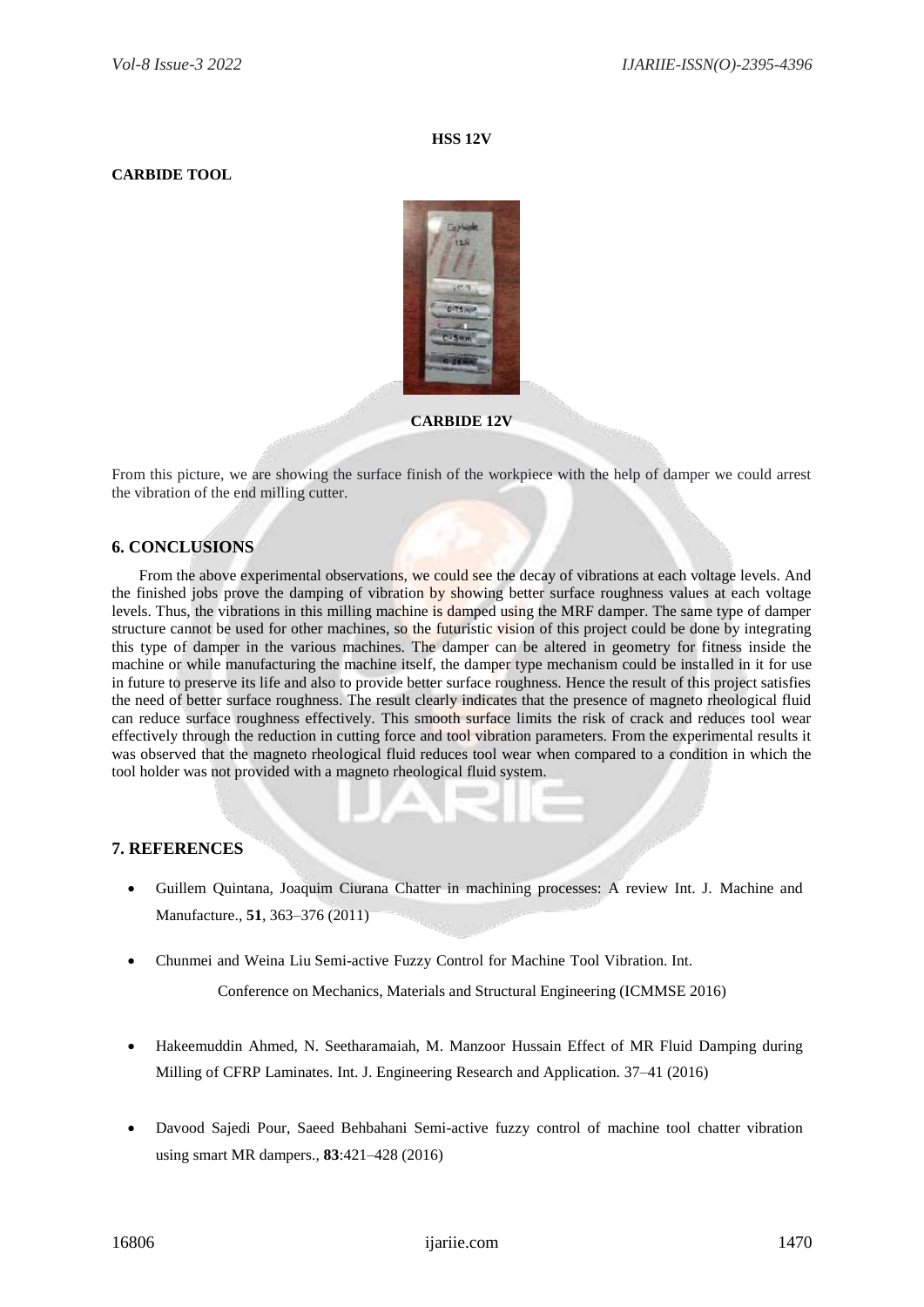**HSS 12V**

**CARBIDE TOOL**

**CARBIDE 12V**

From this picture, we are showing the surface finish of the workpiece with the help of damper we could arrest the vibration of the end milling cutter.

## 6. CONCLUSIONS

From the above experimental observations, we could see the decay of vibrations at each voltage levels. And the finished jobs prove the damping of vibration by showing better surface roughness values at each voltage levels. Thus, the vibrations in this milling machine is damped using the MRF damper. The same type of damper structure cannot be used for other machines, so the futuristic vision of this project could be done by integrating this type of damper in the various machines. The damper can be altered in geometry for fitness inside the machine or while manufacturing the machine itself, the damper type mechanism could be installed in it for use in future to preserve its life and also to provide better surface roughness. Hence the result of this project satisfies the need of better surface roughness. The result clearly indicates that the presence of magneto rheological fluid can reduce surface roughness effectively. This smooth surface limits the risk of crack and reduces tool wear effectively through the reduction in cutting force and tool vibration parameters. From the experimental results it was observed that the magneto rheological fluid reduces tool wear when compared to a condition in which the tool holder was not provided with a magneto rheological fluid system.

## 7. REFERENCES

- Guillem Quintana, Joaquim Ciurana Chatter in machining processes: A review Int. J. Machine and Manufacture., **51**, 363–376 (2011)
- Chunmei and Weina Liu Semi-active Fuzzy Control for Machine Tool Vibration. Int. Conference on Mechanics, Materials and Structural Engineering (ICMMSE 2016)
- Hakeemuddin Ahmed, N. Seetharamaiah, M. Manzoor Hussain Effect of MR Fluid Damping during Milling of CFRP Laminates. Int. J. Engineering Research and Application. 37–41 (2016)
- Davood Sajedi Pour, Saeed Behbahani Semi-active fuzzy control of machine tool chatter vibration using smart MR dampers., **83**:421–428 (2016)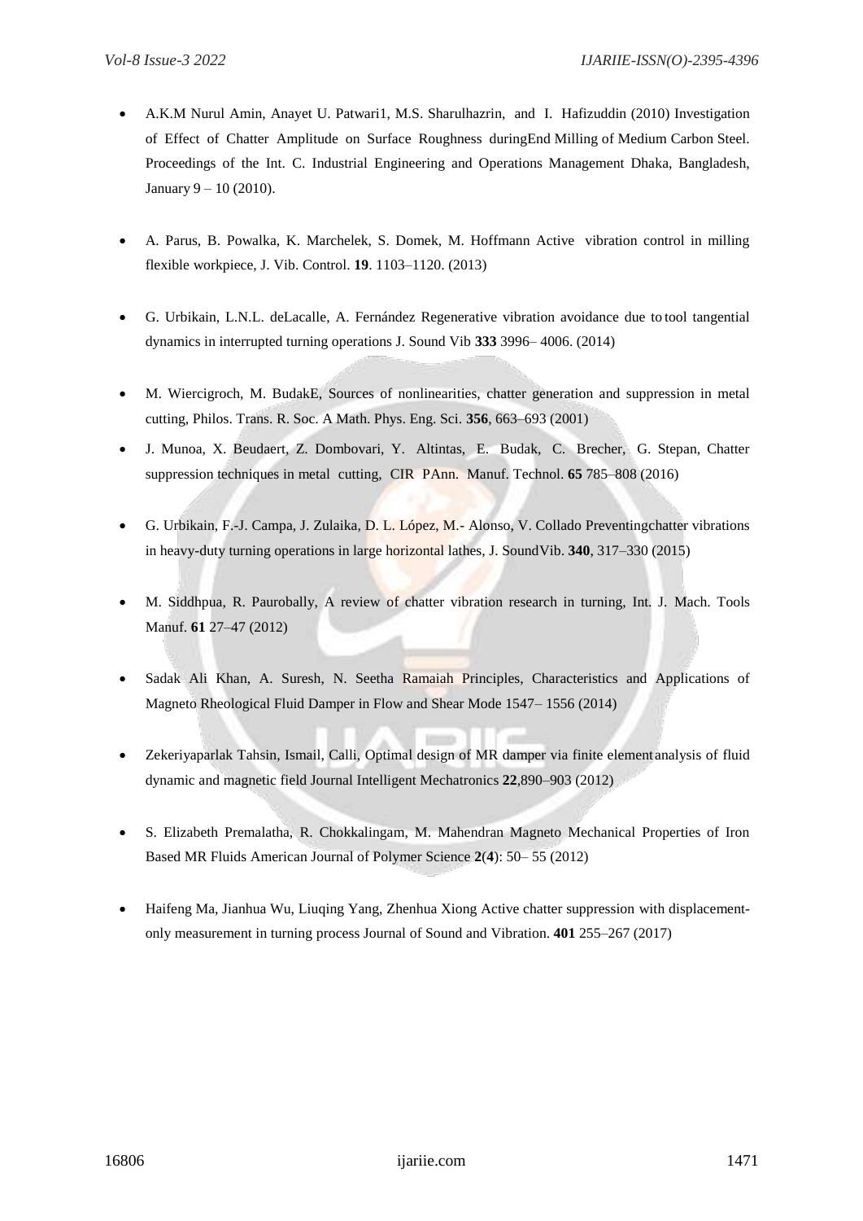- A.K.M Nurul Amin, Anayet U. Patwari1, M.S. Sharulhazrin, and I. Hafizuddin (2010) Investigation of Effect of Chatter Amplitude on Surface Roughness duringEnd Milling of Medium Carbon Steel. Proceedings of the Int. C. Industrial Engineering and Operations Management Dhaka, Bangladesh, January 9 – 10 (2010).

- A. Parus, B. Powalka, K. Marchelek, S. Domek, M. Hoffmann Active vibration control in milling flexible workpiece, J. Vib. Control. **19**. 1103–1120. (2013)

- G. Urbikain, L.N.L. deLacalle, A. Fernández Regenerative vibration avoidance due to tool tangential dynamics in interrupted turning operations J. Sound Vib **333** 3996– 4006. (2014)

- M. Wiercigroch, M. BudakE, Sources of nonlinearities, chatter generation and suppression in metal cutting, Philos. Trans. R. Soc. A Math. Phys. Eng. Sci. **356**, 663–693 (2001)

- J. Munoa, X. Beudaert, Z. Dombovari, Y. Altintas, E. Budak, C. Brecher, G. Stepan, Chatter suppression techniques in metal cutting, CIR PAnn. Manuf. Technol. **65** 785–808 (2016)

- G. Urbikain, F.-J. Campa, J. Zulaika, D. L. López, M.- Alonso, V. Collado Preventingchatter vibrations in heavy-duty turning operations in large horizontal lathes, J. SoundVib. **340**, 317–330 (2015)

- M. Siddhpua, R. Paurobally, A review of chatter vibration research in turning, Int. J. Mach. Tools Manuf. **61** 27–47 (2012)

- Sadak Ali Khan, A. Suresh, N. Seetha Ramaiah Principles, Characteristics and Applications of Magneto Rheological Fluid Damper in Flow and Shear Mode 1547– 1556 (2014)

- Zekeriyaparlak Tahsin, Ismail, Calli, Optimal design of MR damper via finite element analysis of fluid dynamic and magnetic field Journal Intelligent Mechatronics **22**,890–903 (2012)

- S. Elizabeth Premalatha, R. Chokkalingam, M. Mahendran Magneto Mechanical Properties of Iron Based MR Fluids American Journal of Polymer Science **2**(**4**): 50– 55 (2012)

- Haifeng Ma, Jianhua Wu, Liuqing Yang, Zhenhua Xiong Active chatter suppression with displacement-only measurement in turning process Journal of Sound and Vibration. **401** 255–267 (2017)